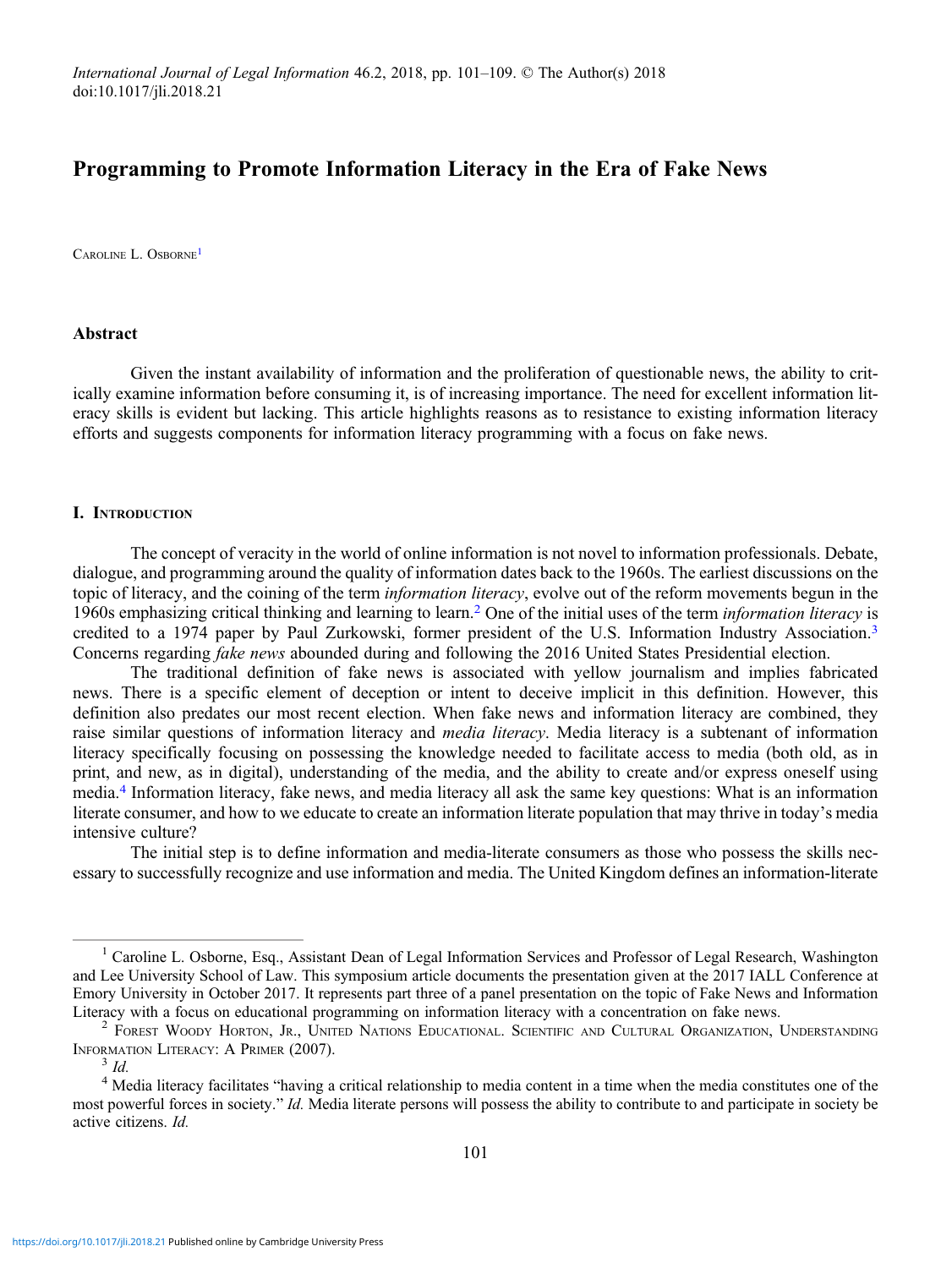# Programming to Promote Information Literacy in the Era of Fake News

Caroline L. Osborne[1]

## Abstract

Given the instant availability of information and the proliferation of questionable news, the ability to critically examine information before consuming it, is of increasing importance. The need for excellent information literacy skills is evident but lacking. This article highlights reasons as to resistance to existing information literacy efforts and suggests components for information literacy programming with a focus on fake news.

## I. Introduction

The concept of veracity in the world of online information is not novel to information professionals. Debate, dialogue, and programming around the quality of information dates back to the 1960s. The earliest discussions on the topic of literacy, and the coining of the term *information literacy*, evolve out of the reform movements begun in the 1960s emphasizing critical thinking and learning to learn.[2] One of the initial uses of the term *information literacy* is credited to a 1974 paper by Paul Zurkowski, former president of the U.S. Information Industry Association.[3] Concerns regarding *fake news* abounded during and following the 2016 United States Presidential election.

The traditional definition of fake news is associated with yellow journalism and implies fabricated news. There is a specific element of deception or intent to deceive implicit in this definition. However, this definition also predates our most recent election. When fake news and information literacy are combined, they raise similar questions of information literacy and *media literacy*. Media literacy is a subtenant of information literacy specifically focusing on possessing the knowledge needed to facilitate access to media (both old, as in print, and new, as in digital), understanding of the media, and the ability to create and/or express oneself using media.[4] Information literacy, fake news, and media literacy all ask the same key questions: What is an information literate consumer, and how to we educate to create an information literate population that may thrive in today's media intensive culture?

The initial step is to define information and media-literate consumers as those who possess the skills necessary to successfully recognize and use information and media. The United Kingdom defines an information-literate

---

[1] Caroline L. Osborne, Esq., Assistant Dean of Legal Information Services and Professor of Legal Research, Washington and Lee University School of Law. This symposium article documents the presentation given at the 2017 IALL Conference at Emory University in October 2017. It represents part three of a panel presentation on the topic of Fake News and Information Literacy with a focus on educational programming on information literacy with a concentration on fake news.

[2] Forest Woody Horton, Jr., United Nations Educational. Scientific and Cultural Organization, Understanding Information Literacy: A Primer (2007).

[3] *Id.*

[4] Media literacy facilitates "having a critical relationship to media content in a time when the media constitutes one of the most powerful forces in society." *Id.* Media literate persons will possess the ability to contribute to and participate in society be active citizens. *Id.*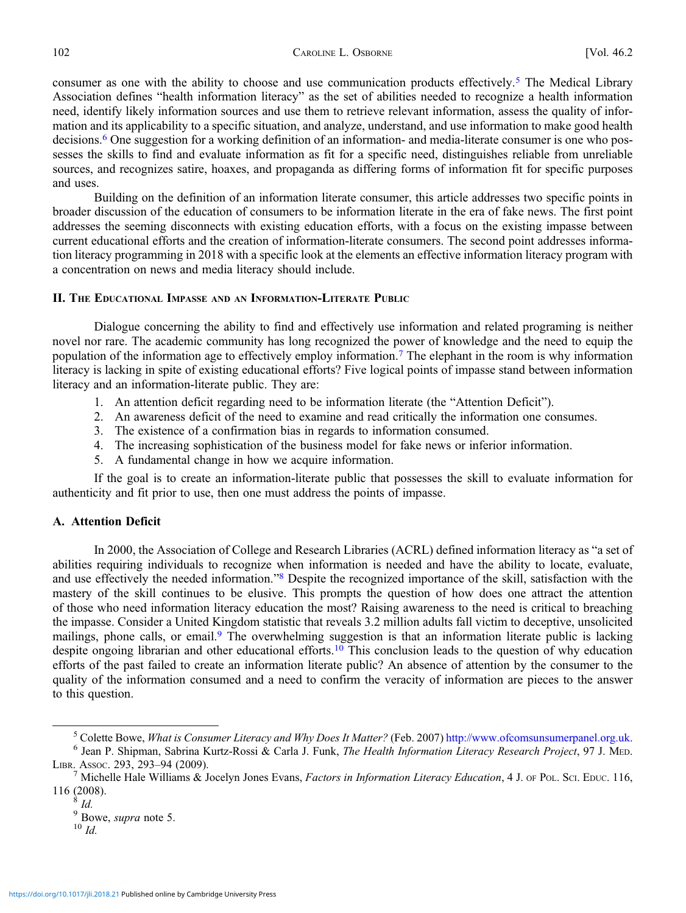consumer as one with the ability to choose and use communication products effectively.[5] The Medical Library Association defines "health information literacy" as the set of abilities needed to recognize a health information need, identify likely information sources and use them to retrieve relevant information, assess the quality of information and its applicability to a specific situation, and analyze, understand, and use information to make good health decisions.[6] One suggestion for a working definition of an information- and media-literate consumer is one who possesses the skills to find and evaluate information as fit for a specific need, distinguishes reliable from unreliable sources, and recognizes satire, hoaxes, and propaganda as differing forms of information fit for specific purposes and uses.

Building on the definition of an information literate consumer, this article addresses two specific points in broader discussion of the education of consumers to be information literate in the era of fake news. The first point addresses the seeming disconnects with existing education efforts, with a focus on the existing impasse between current educational efforts and the creation of information-literate consumers. The second point addresses information literacy programming in 2018 with a specific look at the elements an effective information literacy program with a concentration on news and media literacy should include.

## II. The Educational Impasse and an Information-Literate Public

Dialogue concerning the ability to find and effectively use information and related programing is neither novel nor rare. The academic community has long recognized the power of knowledge and the need to equip the population of the information age to effectively employ information.[7] The elephant in the room is why information literacy is lacking in spite of existing educational efforts? Five logical points of impasse stand between information literacy and an information-literate public. They are:

1. An attention deficit regarding need to be information literate (the "Attention Deficit").
2. An awareness deficit of the need to examine and read critically the information one consumes.
3. The existence of a confirmation bias in regards to information consumed.
4. The increasing sophistication of the business model for fake news or inferior information.
5. A fundamental change in how we acquire information.

If the goal is to create an information-literate public that possesses the skill to evaluate information for authenticity and fit prior to use, then one must address the points of impasse.

### A. Attention Deficit

In 2000, the Association of College and Research Libraries (ACRL) defined information literacy as "a set of abilities requiring individuals to recognize when information is needed and have the ability to locate, evaluate, and use effectively the needed information."[8] Despite the recognized importance of the skill, satisfaction with the mastery of the skill continues to be elusive. This prompts the question of how does one attract the attention of those who need information literacy education the most? Raising awareness to the need is critical to breaching the impasse. Consider a United Kingdom statistic that reveals 3.2 million adults fall victim to deceptive, unsolicited mailings, phone calls, or email.[9] The overwhelming suggestion is that an information literate public is lacking despite ongoing librarian and other educational efforts.[10] This conclusion leads to the question of why education efforts of the past failed to create an information literate public? An absence of attention by the consumer to the quality of the information consumed and a need to confirm the veracity of information are pieces to the answer to this question.

---

[5] Colette Bowe, *What is Consumer Literacy and Why Does It Matter?* (Feb. 2007) http://www.ofcomsunsumerpanel.org.uk.

[6] Jean P. Shipman, Sabrina Kurtz-Rossi & Carla J. Funk, *The Health Information Literacy Research Project*, 97 J. Med. Libr. Assoc. 293, 293–94 (2009).

[7] Michelle Hale Williams & Jocelyn Jones Evans, *Factors in Information Literacy Education*, 4 J. of Pol. Sci. Educ. 116, 116 (2008).

[8] *Id.*

[9] Bowe, *supra* note 5.

[10] *Id.*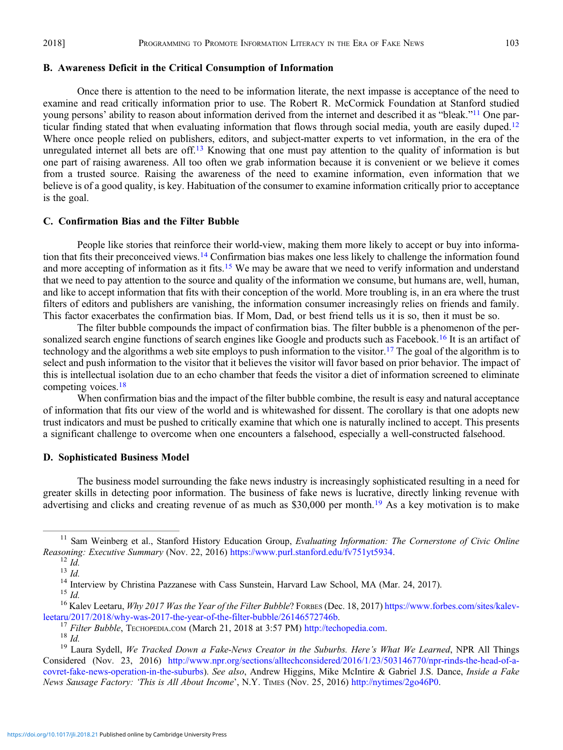### B. Awareness Deficit in the Critical Consumption of Information

Once there is attention to the need to be information literate, the next impasse is acceptance of the need to examine and read critically information prior to use. The Robert R. McCormick Foundation at Stanford studied young persons' ability to reason about information derived from the internet and described it as "bleak."[11] One particular finding stated that when evaluating information that flows through social media, youth are easily duped.[12] Where once people relied on publishers, editors, and subject-matter experts to vet information, in the era of the unregulated internet all bets are off.[13] Knowing that one must pay attention to the quality of information is but one part of raising awareness. All too often we grab information because it is convenient or we believe it comes from a trusted source. Raising the awareness of the need to examine information, even information that we believe is of a good quality, is key. Habituation of the consumer to examine information critically prior to acceptance is the goal.

### C. Confirmation Bias and the Filter Bubble

People like stories that reinforce their world-view, making them more likely to accept or buy into information that fits their preconceived views.[14] Confirmation bias makes one less likely to challenge the information found and more accepting of information as it fits.[15] We may be aware that we need to verify information and understand that we need to pay attention to the source and quality of the information we consume, but humans are, well, human, and like to accept information that fits with their conception of the world. More troubling is, in an era where the trust filters of editors and publishers are vanishing, the information consumer increasingly relies on friends and family. This factor exacerbates the confirmation bias. If Mom, Dad, or best friend tells us it is so, then it must be so.

The filter bubble compounds the impact of confirmation bias. The filter bubble is a phenomenon of the personalized search engine functions of search engines like Google and products such as Facebook.[16] It is an artifact of technology and the algorithms a web site employs to push information to the visitor.[17] The goal of the algorithm is to select and push information to the visitor that it believes the visitor will favor based on prior behavior. The impact of this is intellectual isolation due to an echo chamber that feeds the visitor a diet of information screened to eliminate competing voices.[18]

When confirmation bias and the impact of the filter bubble combine, the result is easy and natural acceptance of information that fits our view of the world and is whitewashed for dissent. The corollary is that one adopts new trust indicators and must be pushed to critically examine that which one is naturally inclined to accept. This presents a significant challenge to overcome when one encounters a falsehood, especially a well-constructed falsehood.

### D. Sophisticated Business Model

The business model surrounding the fake news industry is increasingly sophisticated resulting in a need for greater skills in detecting poor information. The business of fake news is lucrative, directly linking revenue with advertising and clicks and creating revenue of as much as $30,000 per month.[19] As a key motivation is to make

---

[11] Sam Weinberg et al., Stanford History Education Group, *Evaluating Information: The Cornerstone of Civic Online Reasoning: Executive Summary* (Nov. 22, 2016) https://www.purl.stanford.edu/fv751yt5934.

[12] *Id.*

[13] *Id.*

[14] Interview by Christina Pazzanese with Cass Sunstein, Harvard Law School, MA (Mar. 24, 2017).

[15] *Id.*

[16] Kalev Leetaru, *Why 2017 Was the Year of the Filter Bubble*? Forbes (Dec. 18, 2017) https://www.forbes.com/sites/kalev-leetaru/2017/2018/why-was-2017-the-year-of-the-filter-bubble/26146572746b.

[17] *Filter Bubble*, Techopedia.com (March 21, 2018 at 3:57 PM) http://techopedia.com.

[18] *Id.*

[19] Laura Sydell, *We Tracked Down a Fake-News Creator in the Suburbs. Here's What We Learned*, NPR All Things Considered (Nov. 23, 2016) http://www.npr.org/sections/alltechconsidered/2016/1/23/503146770/npr-rinds-the-head-of-a-covret-fake-news-operation-in-the-suburbs). *See also*, Andrew Higgins, Mike McIntire & Gabriel J.S. Dance, *Inside a Fake News Sausage Factory: 'This is All About Income'*, N.Y. Times (Nov. 25, 2016) http://nytimes/2go46P0.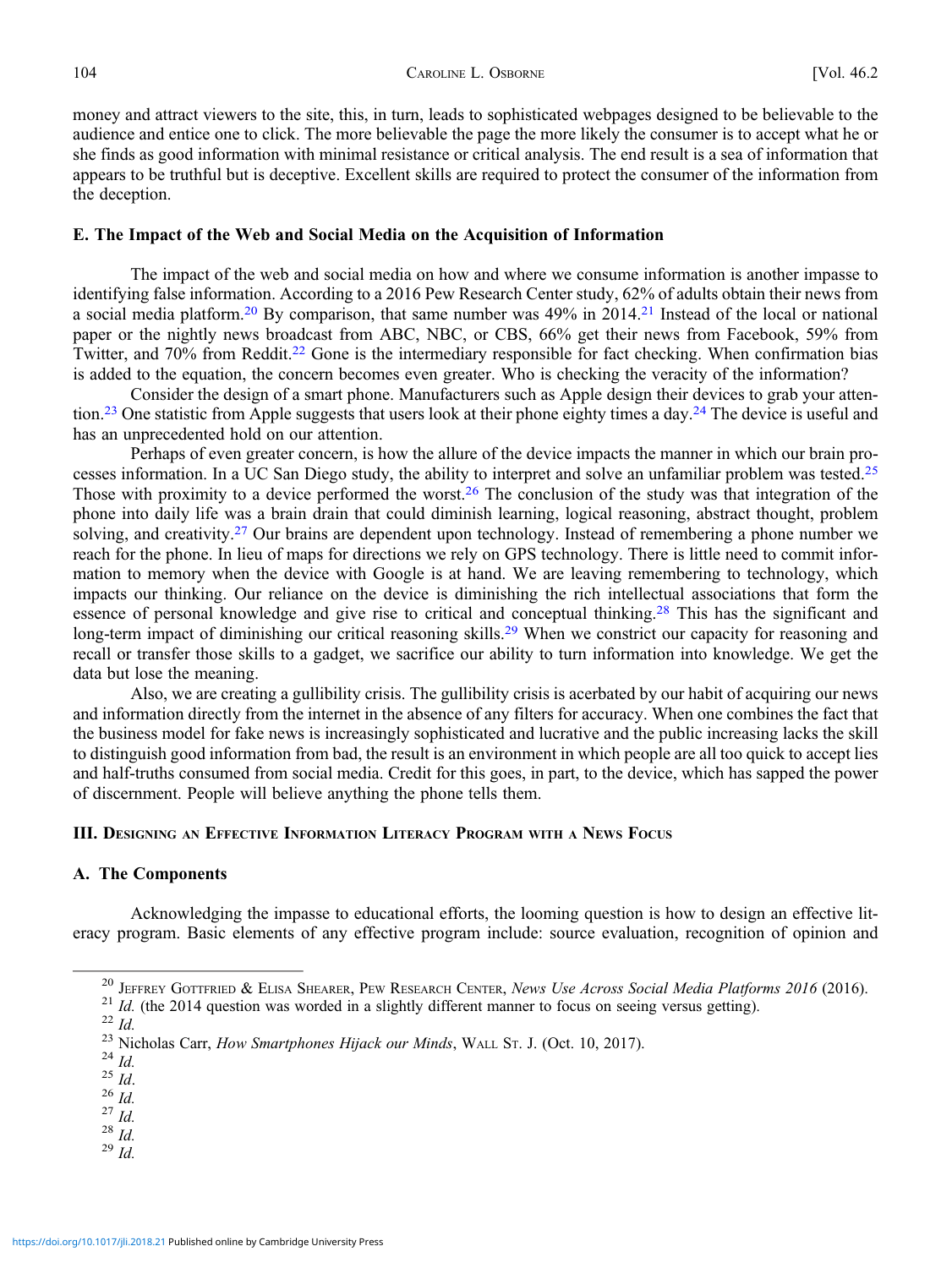money and attract viewers to the site, this, in turn, leads to sophisticated webpages designed to be believable to the audience and entice one to click. The more believable the page the more likely the consumer is to accept what he or she finds as good information with minimal resistance or critical analysis. The end result is a sea of information that appears to be truthful but is deceptive. Excellent skills are required to protect the consumer of the information from the deception.

### E. The Impact of the Web and Social Media on the Acquisition of Information

The impact of the web and social media on how and where we consume information is another impasse to identifying false information. According to a 2016 Pew Research Center study, 62% of adults obtain their news from a social media platform.[20] By comparison, that same number was 49% in 2014.[21] Instead of the local or national paper or the nightly news broadcast from ABC, NBC, or CBS, 66% get their news from Facebook, 59% from Twitter, and 70% from Reddit.[22] Gone is the intermediary responsible for fact checking. When confirmation bias is added to the equation, the concern becomes even greater. Who is checking the veracity of the information?

Consider the design of a smart phone. Manufacturers such as Apple design their devices to grab your attention.[23] One statistic from Apple suggests that users look at their phone eighty times a day.[24] The device is useful and has an unprecedented hold on our attention.

Perhaps of even greater concern, is how the allure of the device impacts the manner in which our brain processes information. In a UC San Diego study, the ability to interpret and solve an unfamiliar problem was tested.[25] Those with proximity to a device performed the worst.[26] The conclusion of the study was that integration of the phone into daily life was a brain drain that could diminish learning, logical reasoning, abstract thought, problem solving, and creativity.[27] Our brains are dependent upon technology. Instead of remembering a phone number we reach for the phone. In lieu of maps for directions we rely on GPS technology. There is little need to commit information to memory when the device with Google is at hand. We are leaving remembering to technology, which impacts our thinking. Our reliance on the device is diminishing the rich intellectual associations that form the essence of personal knowledge and give rise to critical and conceptual thinking.[28] This has the significant and long-term impact of diminishing our critical reasoning skills.[29] When we constrict our capacity for reasoning and recall or transfer those skills to a gadget, we sacrifice our ability to turn information into knowledge. We get the data but lose the meaning.

Also, we are creating a gullibility crisis. The gullibility crisis is acerbated by our habit of acquiring our news and information directly from the internet in the absence of any filters for accuracy. When one combines the fact that the business model for fake news is increasingly sophisticated and lucrative and the public increasing lacks the skill to distinguish good information from bad, the result is an environment in which people are all too quick to accept lies and half-truths consumed from social media. Credit for this goes, in part, to the device, which has sapped the power of discernment. People will believe anything the phone tells them.

## III. Designing an Effective Information Literacy Program with a News Focus

### A. The Components

Acknowledging the impasse to educational efforts, the looming question is how to design an effective literacy program. Basic elements of any effective program include: source evaluation, recognition of opinion and

---

[20] Jeffrey Gottfried & Elisa Shearer, Pew Research Center, *News Use Across Social Media Platforms 2016* (2016).

[21] *Id.* (the 2014 question was worded in a slightly different manner to focus on seeing versus getting).

[22] *Id.*

[23] Nicholas Carr, *How Smartphones Hijack our Minds*, Wall St. J. (Oct. 10, 2017).

[24] *Id.*

[25] *Id*.

[26] *Id.*

[27] *Id.*

[28] *Id.*

[29] *Id.*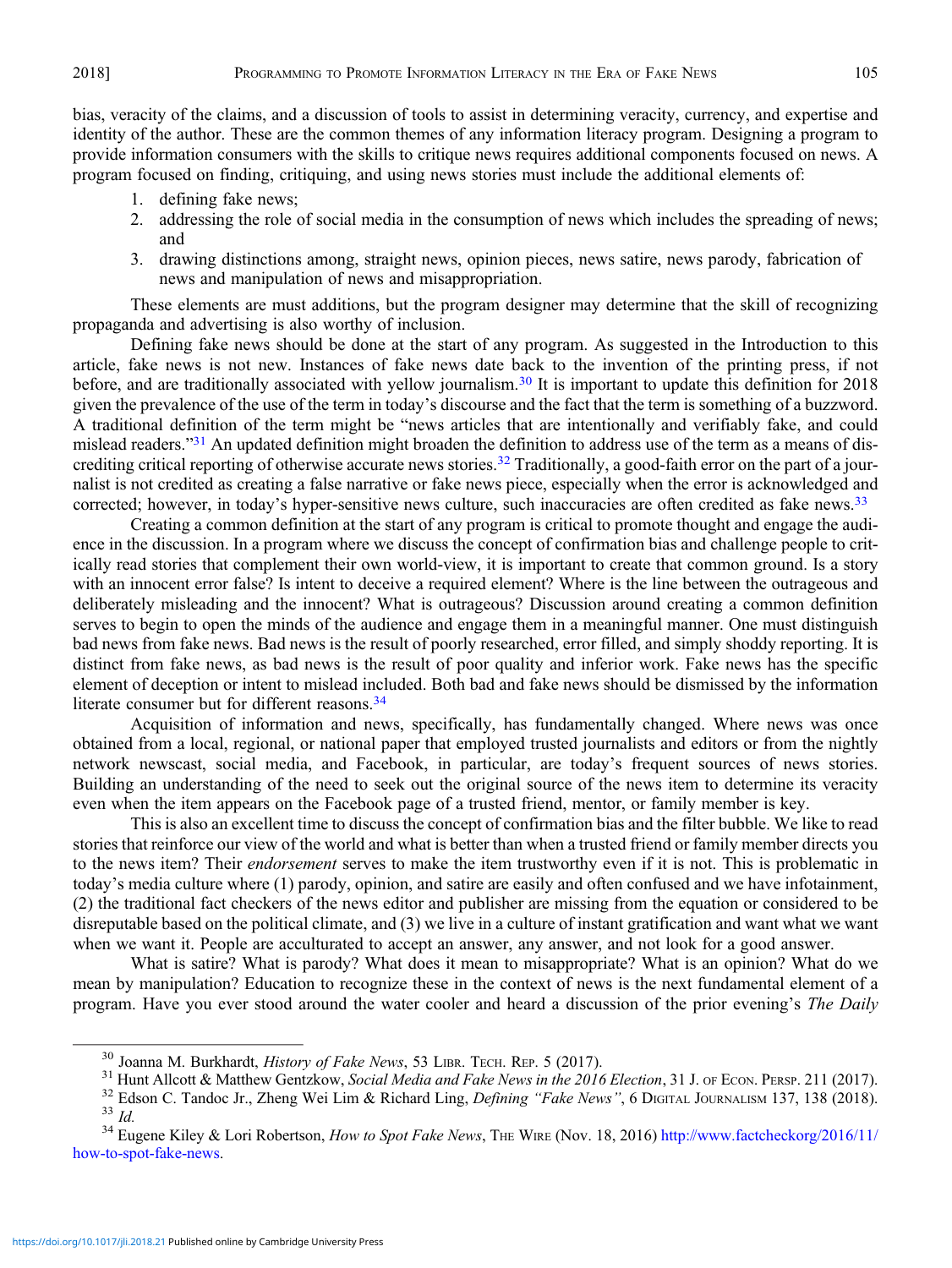bias, veracity of the claims, and a discussion of tools to assist in determining veracity, currency, and expertise and identity of the author. These are the common themes of any information literacy program. Designing a program to provide information consumers with the skills to critique news requires additional components focused on news. A program focused on finding, critiquing, and using news stories must include the additional elements of:

1. defining fake news;
2. addressing the role of social media in the consumption of news which includes the spreading of news; and
3. drawing distinctions among, straight news, opinion pieces, news satire, news parody, fabrication of news and manipulation of news and misappropriation.

These elements are must additions, but the program designer may determine that the skill of recognizing propaganda and advertising is also worthy of inclusion.

Defining fake news should be done at the start of any program. As suggested in the Introduction to this article, fake news is not new. Instances of fake news date back to the invention of the printing press, if not before, and are traditionally associated with yellow journalism.[30] It is important to update this definition for 2018 given the prevalence of the use of the term in today's discourse and the fact that the term is something of a buzzword. A traditional definition of the term might be "news articles that are intentionally and verifiably fake, and could mislead readers."[31] An updated definition might broaden the definition to address use of the term as a means of discrediting critical reporting of otherwise accurate news stories.[32] Traditionally, a good-faith error on the part of a journalist is not credited as creating a false narrative or fake news piece, especially when the error is acknowledged and corrected; however, in today's hyper-sensitive news culture, such inaccuracies are often credited as fake news.[33]

Creating a common definition at the start of any program is critical to promote thought and engage the audience in the discussion. In a program where we discuss the concept of confirmation bias and challenge people to critically read stories that complement their own world-view, it is important to create that common ground. Is a story with an innocent error false? Is intent to deceive a required element? Where is the line between the outrageous and deliberately misleading and the innocent? What is outrageous? Discussion around creating a common definition serves to begin to open the minds of the audience and engage them in a meaningful manner. One must distinguish bad news from fake news. Bad news is the result of poorly researched, error filled, and simply shoddy reporting. It is distinct from fake news, as bad news is the result of poor quality and inferior work. Fake news has the specific element of deception or intent to mislead included. Both bad and fake news should be dismissed by the information literate consumer but for different reasons.[34]

Acquisition of information and news, specifically, has fundamentally changed. Where news was once obtained from a local, regional, or national paper that employed trusted journalists and editors or from the nightly network newscast, social media, and Facebook, in particular, are today's frequent sources of news stories. Building an understanding of the need to seek out the original source of the news item to determine its veracity even when the item appears on the Facebook page of a trusted friend, mentor, or family member is key.

This is also an excellent time to discuss the concept of confirmation bias and the filter bubble. We like to read stories that reinforce our view of the world and what is better than when a trusted friend or family member directs you to the news item? Their *endorsement* serves to make the item trustworthy even if it is not. This is problematic in today's media culture where (1) parody, opinion, and satire are easily and often confused and we have infotainment, (2) the traditional fact checkers of the news editor and publisher are missing from the equation or considered to be disreputable based on the political climate, and (3) we live in a culture of instant gratification and want what we want when we want it. People are acculturated to accept an answer, any answer, and not look for a good answer.

What is satire? What is parody? What does it mean to misappropriate? What is an opinion? What do we mean by manipulation? Education to recognize these in the context of news is the next fundamental element of a program. Have you ever stood around the water cooler and heard a discussion of the prior evening's *The Daily*

---

[30] Joanna M. Burkhardt, *History of Fake News*, 53 Libr. Tech. Rep. 5 (2017).

[31] Hunt Allcott & Matthew Gentzkow, *Social Media and Fake News in the 2016 Election*, 31 J. of Econ. Persp. 211 (2017).

[32] Edson C. Tandoc Jr., Zheng Wei Lim & Richard Ling, *Defining "Fake News"*, 6 Digital Journalism 137, 138 (2018).

[33] *Id.*

[34] Eugene Kiley & Lori Robertson, *How to Spot Fake News*, The Wire (Nov. 18, 2016) http://www.factcheckorg/2016/11/how-to-spot-fake-news.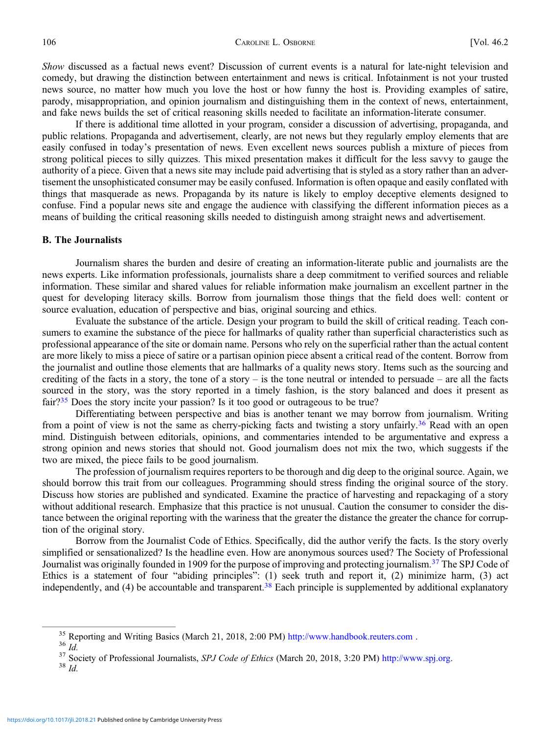*Show* discussed as a factual news event? Discussion of current events is a natural for late-night television and comedy, but drawing the distinction between entertainment and news is critical. Infotainment is not your trusted news source, no matter how much you love the host or how funny the host is. Providing examples of satire, parody, misappropriation, and opinion journalism and distinguishing them in the context of news, entertainment, and fake news builds the set of critical reasoning skills needed to facilitate an information-literate consumer.

If there is additional time allotted in your program, consider a discussion of advertising, propaganda, and public relations. Propaganda and advertisement, clearly, are not news but they regularly employ elements that are easily confused in today's presentation of news. Even excellent news sources publish a mixture of pieces from strong political pieces to silly quizzes. This mixed presentation makes it difficult for the less savvy to gauge the authority of a piece. Given that a news site may include paid advertising that is styled as a story rather than an advertisement the unsophisticated consumer may be easily confused. Information is often opaque and easily conflated with things that masquerade as news. Propaganda by its nature is likely to employ deceptive elements designed to confuse. Find a popular news site and engage the audience with classifying the different information pieces as a means of building the critical reasoning skills needed to distinguish among straight news and advertisement.

### B. The Journalists

Journalism shares the burden and desire of creating an information-literate public and journalists are the news experts. Like information professionals, journalists share a deep commitment to verified sources and reliable information. These similar and shared values for reliable information make journalism an excellent partner in the quest for developing literacy skills. Borrow from journalism those things that the field does well: content or source evaluation, education of perspective and bias, original sourcing and ethics.

Evaluate the substance of the article. Design your program to build the skill of critical reading. Teach consumers to examine the substance of the piece for hallmarks of quality rather than superficial characteristics such as professional appearance of the site or domain name. Persons who rely on the superficial rather than the actual content are more likely to miss a piece of satire or a partisan opinion piece absent a critical read of the content. Borrow from the journalist and outline those elements that are hallmarks of a quality news story. Items such as the sourcing and crediting of the facts in a story, the tone of a story – is the tone neutral or intended to persuade – are all the facts sourced in the story, was the story reported in a timely fashion, is the story balanced and does it present as fair?[35] Does the story incite your passion? Is it too good or outrageous to be true?

Differentiating between perspective and bias is another tenant we may borrow from journalism. Writing from a point of view is not the same as cherry-picking facts and twisting a story unfairly.[36] Read with an open mind. Distinguish between editorials, opinions, and commentaries intended to be argumentative and express a strong opinion and news stories that should not. Good journalism does not mix the two, which suggests if the two are mixed, the piece fails to be good journalism.

The profession of journalism requires reporters to be thorough and dig deep to the original source. Again, we should borrow this trait from our colleagues. Programming should stress finding the original source of the story. Discuss how stories are published and syndicated. Examine the practice of harvesting and repackaging of a story without additional research. Emphasize that this practice is not unusual. Caution the consumer to consider the distance between the original reporting with the wariness that the greater the distance the greater the chance for corruption of the original story.

Borrow from the Journalist Code of Ethics. Specifically, did the author verify the facts. Is the story overly simplified or sensationalized? Is the headline even. How are anonymous sources used? The Society of Professional Journalist was originally founded in 1909 for the purpose of improving and protecting journalism.[37] The SPJ Code of Ethics is a statement of four "abiding principles": (1) seek truth and report it, (2) minimize harm, (3) act independently, and (4) be accountable and transparent.[38] Each principle is supplemented by additional explanatory

---

[35] Reporting and Writing Basics (March 21, 2018, 2:00 PM) http://www.handbook.reuters.com .

[36] *Id.*

[37] Society of Professional Journalists, *SPJ Code of Ethics* (March 20, 2018, 3:20 PM) http://www.spj.org.

[38] *Id.*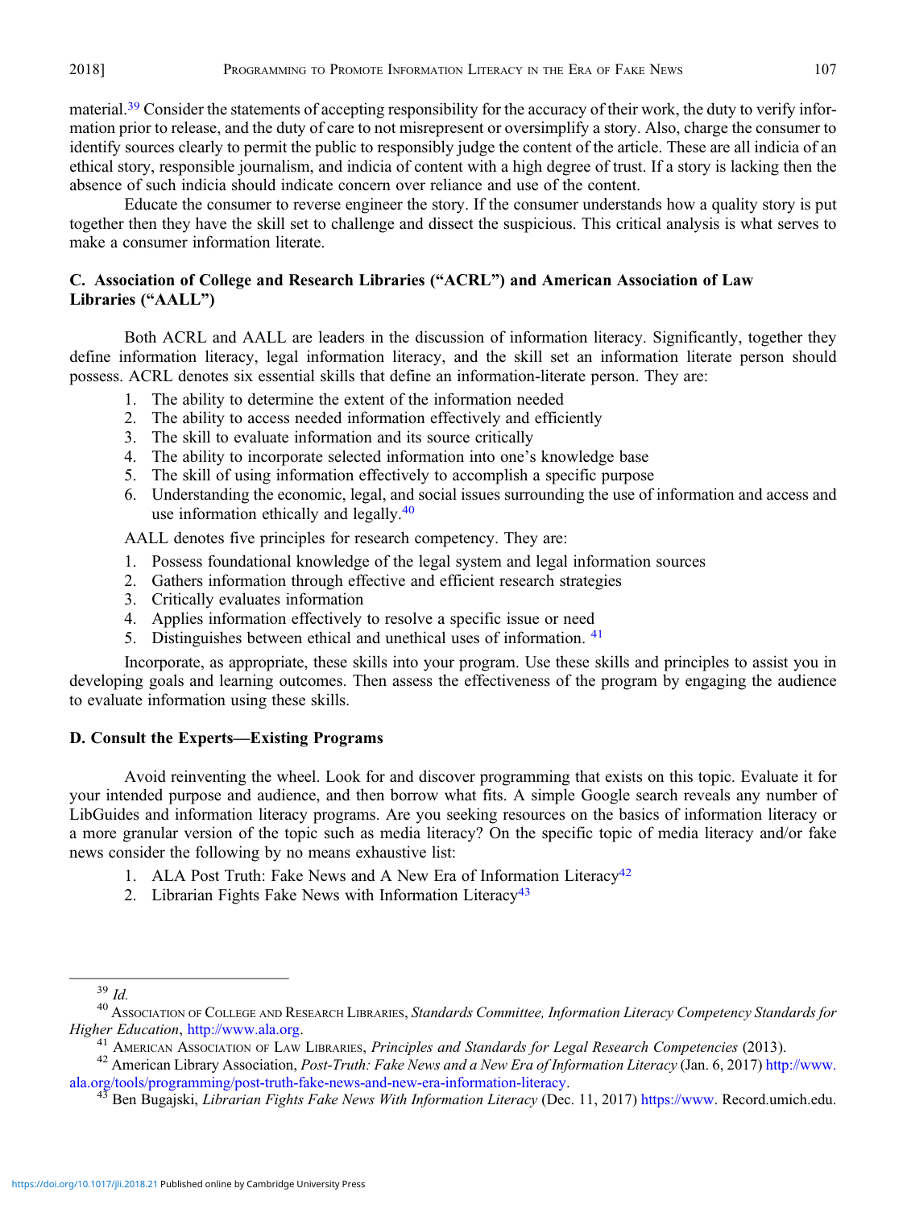material.[39] Consider the statements of accepting responsibility for the accuracy of their work, the duty to verify information prior to release, and the duty of care to not misrepresent or oversimplify a story. Also, charge the consumer to identify sources clearly to permit the public to responsibly judge the content of the article. These are all indicia of an ethical story, responsible journalism, and indicia of content with a high degree of trust. If a story is lacking then the absence of such indicia should indicate concern over reliance and use of the content.

Educate the consumer to reverse engineer the story. If the consumer understands how a quality story is put together then they have the skill set to challenge and dissect the suspicious. This critical analysis is what serves to make a consumer information literate.

### C. Association of College and Research Libraries ("ACRL") and American Association of Law Libraries ("AALL")

Both ACRL and AALL are leaders in the discussion of information literacy. Significantly, together they define information literacy, legal information literacy, and the skill set an information literate person should possess. ACRL denotes six essential skills that define an information-literate person. They are:

1. The ability to determine the extent of the information needed
2. The ability to access needed information effectively and efficiently
3. The skill to evaluate information and its source critically
4. The ability to incorporate selected information into one's knowledge base
5. The skill of using information effectively to accomplish a specific purpose
6. Understanding the economic, legal, and social issues surrounding the use of information and access and use information ethically and legally.[40]

AALL denotes five principles for research competency. They are:

1. Possess foundational knowledge of the legal system and legal information sources
2. Gathers information through effective and efficient research strategies
3. Critically evaluates information
4. Applies information effectively to resolve a specific issue or need
5. Distinguishes between ethical and unethical uses of information. [41]

Incorporate, as appropriate, these skills into your program. Use these skills and principles to assist you in developing goals and learning outcomes. Then assess the effectiveness of the program by engaging the audience to evaluate information using these skills.

### D. Consult the Experts—Existing Programs

Avoid reinventing the wheel. Look for and discover programming that exists on this topic. Evaluate it for your intended purpose and audience, and then borrow what fits. A simple Google search reveals any number of LibGuides and information literacy programs. Are you seeking resources on the basics of information literacy or a more granular version of the topic such as media literacy? On the specific topic of media literacy and/or fake news consider the following by no means exhaustive list:

1. ALA Post Truth: Fake News and A New Era of Information Literacy[42]
2. Librarian Fights Fake News with Information Literacy[43]

---

[39] *Id.*

[40] Association of College and Research Libraries, *Standards Committee, Information Literacy Competency Standards for Higher Education*, http://www.ala.org.

[41] American Association of Law Libraries, *Principles and Standards for Legal Research Competencies* (2013).

[42] American Library Association, *Post-Truth: Fake News and a New Era of Information Literacy* (Jan. 6, 2017) http://www.ala.org/tools/programming/post-truth-fake-news-and-new-era-information-literacy.

[43] Ben Bugajski, *Librarian Fights Fake News With Information Literacy* (Dec. 11, 2017) https://www. Record.umich.edu.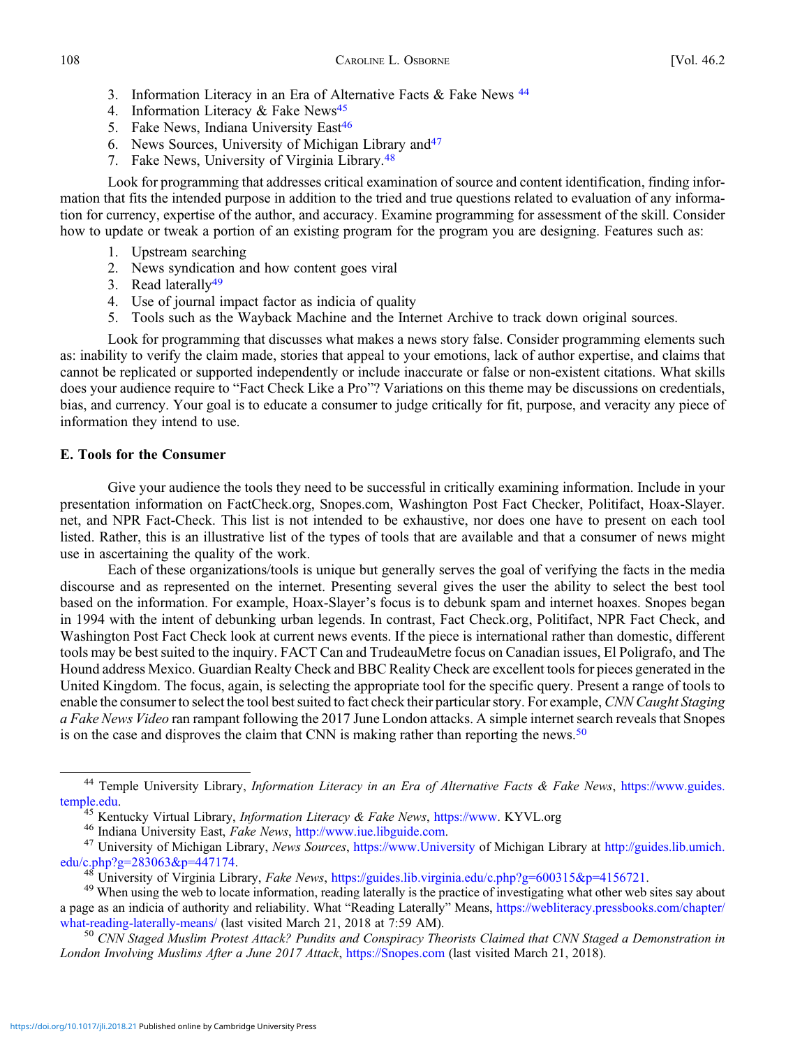3. Information Literacy in an Era of Alternative Facts & Fake News [44]
4. Information Literacy & Fake News[45]
5. Fake News, Indiana University East[46]
6. News Sources, University of Michigan Library and[47]
7. Fake News, University of Virginia Library.[48]

Look for programming that addresses critical examination of source and content identification, finding information that fits the intended purpose in addition to the tried and true questions related to evaluation of any information for currency, expertise of the author, and accuracy. Examine programming for assessment of the skill. Consider how to update or tweak a portion of an existing program for the program you are designing. Features such as:

1. Upstream searching
2. News syndication and how content goes viral
3. Read laterally[49]
4. Use of journal impact factor as indicia of quality
5. Tools such as the Wayback Machine and the Internet Archive to track down original sources.

Look for programming that discusses what makes a news story false. Consider programming elements such as: inability to verify the claim made, stories that appeal to your emotions, lack of author expertise, and claims that cannot be replicated or supported independently or include inaccurate or false or non-existent citations. What skills does your audience require to "Fact Check Like a Pro"? Variations on this theme may be discussions on credentials, bias, and currency. Your goal is to educate a consumer to judge critically for fit, purpose, and veracity any piece of information they intend to use.

### E. Tools for the Consumer

Give your audience the tools they need to be successful in critically examining information. Include in your presentation information on FactCheck.org, Snopes.com, Washington Post Fact Checker, Politifact, Hoax-Slayer.net, and NPR Fact-Check. This list is not intended to be exhaustive, nor does one have to present on each tool listed. Rather, this is an illustrative list of the types of tools that are available and that a consumer of news might use in ascertaining the quality of the work.

Each of these organizations/tools is unique but generally serves the goal of verifying the facts in the media discourse and as represented on the internet. Presenting several gives the user the ability to select the best tool based on the information. For example, Hoax-Slayer's focus is to debunk spam and internet hoaxes. Snopes began in 1994 with the intent of debunking urban legends. In contrast, Fact Check.org, Politifact, NPR Fact Check, and Washington Post Fact Check look at current news events. If the piece is international rather than domestic, different tools may be best suited to the inquiry. FACT Can and TrudeauMetre focus on Canadian issues, El Poligrafo, and The Hound address Mexico. Guardian Realty Check and BBC Reality Check are excellent tools for pieces generated in the United Kingdom. The focus, again, is selecting the appropriate tool for the specific query. Present a range of tools to enable the consumer to select the tool best suited to fact check their particular story. For example, *CNN Caught Staging a Fake News Video* ran rampant following the 2017 June London attacks. A simple internet search reveals that Snopes is on the case and disproves the claim that CNN is making rather than reporting the news.[50]

---

[44] Temple University Library, *Information Literacy in an Era of Alternative Facts & Fake News*, https://www.guides.temple.edu.

[45] Kentucky Virtual Library, *Information Literacy & Fake News*, https://www. KYVL.org

[46] Indiana University East, *Fake News*, http://www.iue.libguide.com.

[47] University of Michigan Library, *News Sources*, https://www.University of Michigan Library at http://guides.lib.umich.edu/c.php?g=283063&p=447174.

[48] University of Virginia Library, *Fake News*, https://guides.lib.virginia.edu/c.php?g=600315&p=4156721.

[49] When using the web to locate information, reading laterally is the practice of investigating what other web sites say about a page as an indicia of authority and reliability. What "Reading Laterally" Means, https://webliteracy.pressbooks.com/chapter/what-reading-laterally-means/ (last visited March 21, 2018 at 7:59 AM).

[50] *CNN Staged Muslim Protest Attack? Pundits and Conspiracy Theorists Claimed that CNN Staged a Demonstration in London Involving Muslims After a June 2017 Attack*, https://Snopes.com (last visited March 21, 2018).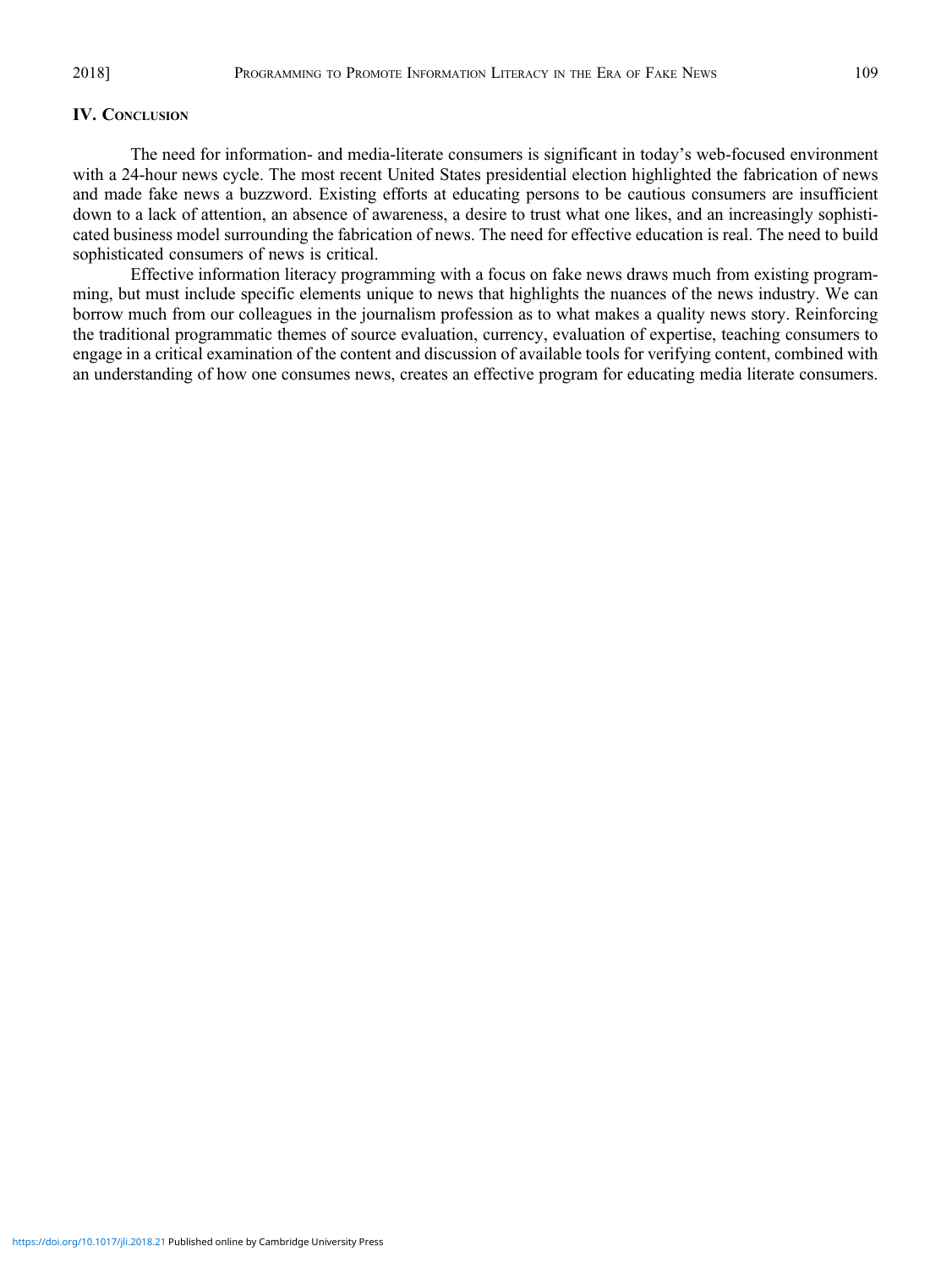## IV. Conclusion

The need for information- and media-literate consumers is significant in today's web-focused environment with a 24-hour news cycle. The most recent United States presidential election highlighted the fabrication of news and made fake news a buzzword. Existing efforts at educating persons to be cautious consumers are insufficient down to a lack of attention, an absence of awareness, a desire to trust what one likes, and an increasingly sophisticated business model surrounding the fabrication of news. The need for effective education is real. The need to build sophisticated consumers of news is critical.

Effective information literacy programming with a focus on fake news draws much from existing programming, but must include specific elements unique to news that highlights the nuances of the news industry. We can borrow much from our colleagues in the journalism profession as to what makes a quality news story. Reinforcing the traditional programmatic themes of source evaluation, currency, evaluation of expertise, teaching consumers to engage in a critical examination of the content and discussion of available tools for verifying content, combined with an understanding of how one consumes news, creates an effective program for educating media literate consumers.